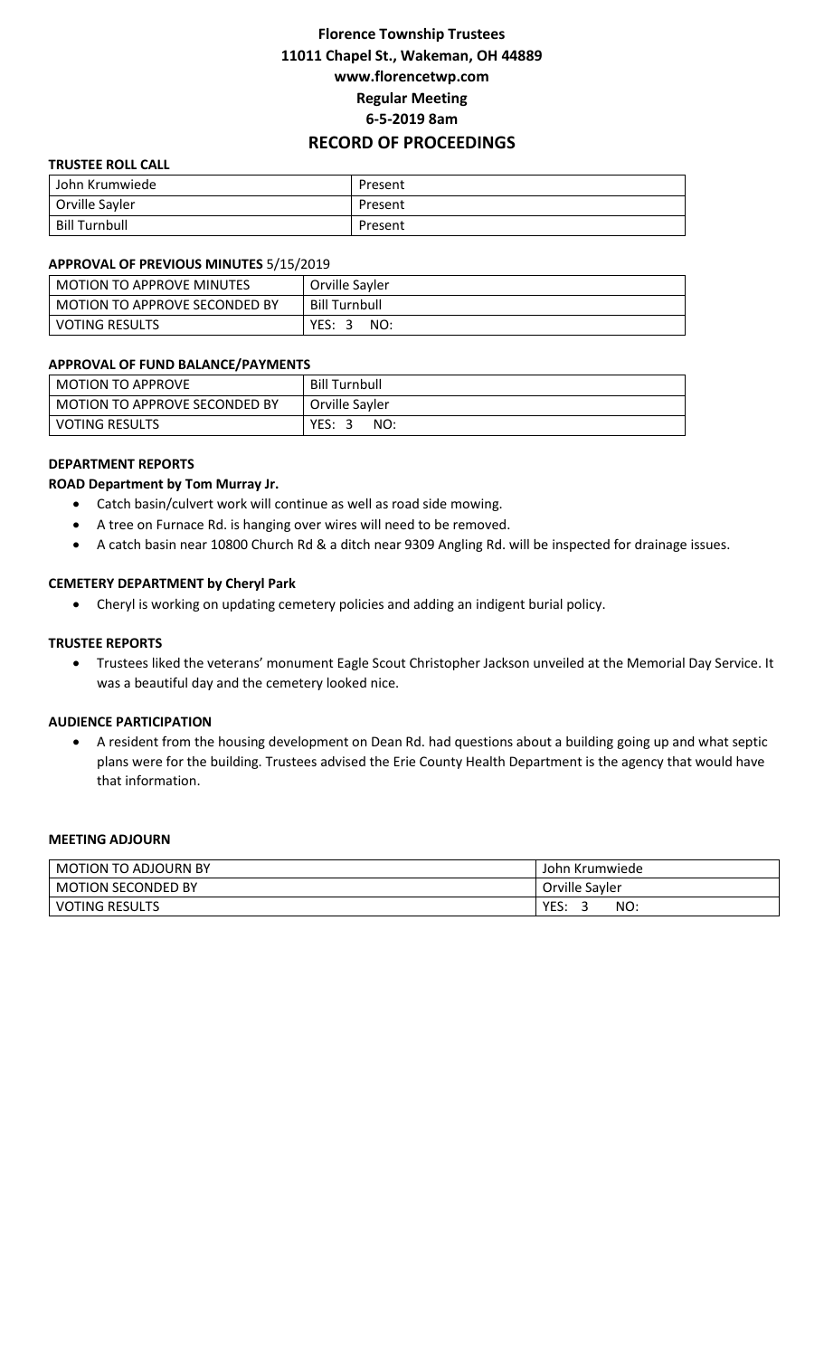# Florence Township Trustees
## 11011 Chapel St., Wakeman, OH 44889
## www.florencetwp.com
## Regular Meeting
## 6-5-2019 8am
# RECORD OF PROCEEDINGS

**TRUSTEE ROLL CALL**

| John Krumwiede | Present |
|---|---|
| Orville Sayler | Present |
| Bill Turnbull | Present |

**APPROVAL OF PREVIOUS MINUTES** 5/15/2019

| MOTION TO APPROVE MINUTES | Orville Sayler |
|---|---|
| MOTION TO APPROVE SECONDED BY | Bill Turnbull |
| VOTING RESULTS | YES: 3 NO: |

**APPROVAL OF FUND BALANCE/PAYMENTS**

| MOTION TO APPROVE | Bill Turnbull |
|---|---|
| MOTION TO APPROVE SECONDED BY | Orville Sayler |
| VOTING RESULTS | YES: 3 NO: |

**DEPARTMENT REPORTS**

**ROAD Department by Tom Murray Jr.**

- Catch basin/culvert work will continue as well as road side mowing.
- A tree on Furnace Rd. is hanging over wires will need to be removed.
- A catch basin near 10800 Church Rd & a ditch near 9309 Angling Rd. will be inspected for drainage issues.

**CEMETERY DEPARTMENT by Cheryl Park**

- Cheryl is working on updating cemetery policies and adding an indigent burial policy.

**TRUSTEE REPORTS**

- Trustees liked the veterans' monument Eagle Scout Christopher Jackson unveiled at the Memorial Day Service. It was a beautiful day and the cemetery looked nice.

**AUDIENCE PARTICIPATION**

- A resident from the housing development on Dean Rd. had questions about a building going up and what septic plans were for the building. Trustees advised the Erie County Health Department is the agency that would have that information.

**MEETING ADJOURN**

| MOTION TO ADJOURN BY | John Krumwiede |
|---|---|
| MOTION SECONDED BY | Orville Sayler |
| VOTING RESULTS | YES: 3 NO: |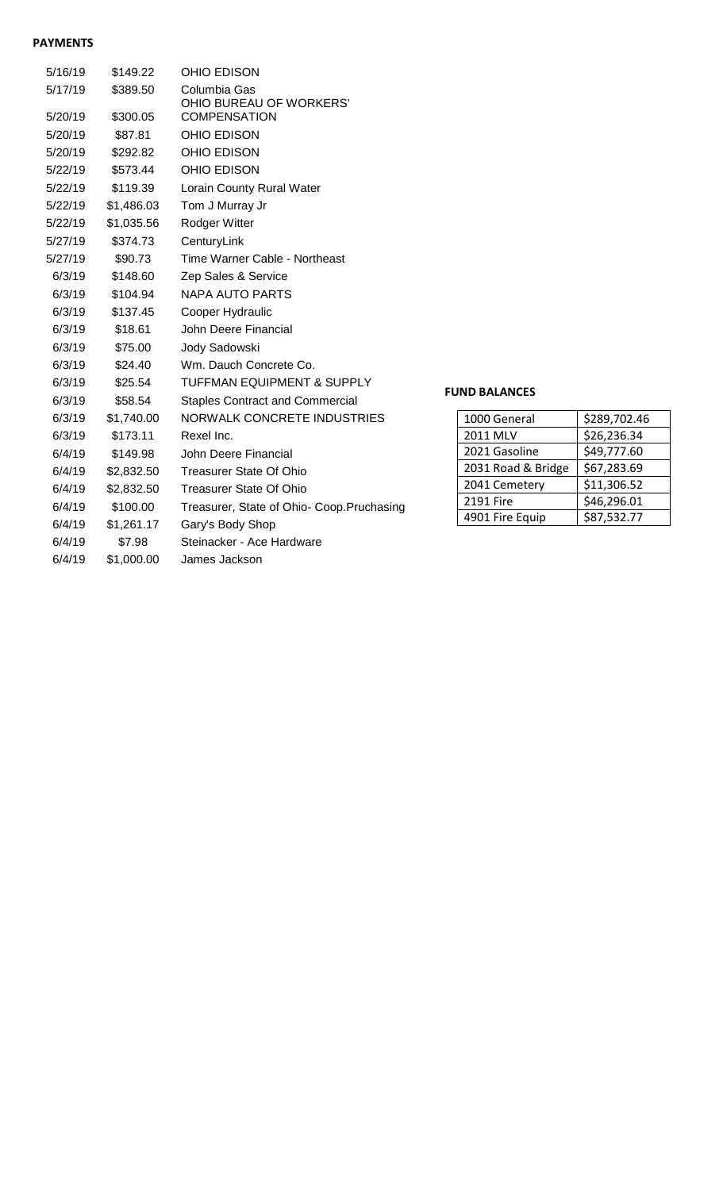**PAYMENTS**

| | | |
|---|---|---|
| 5/16/19 | $149.22 | OHIO EDISON |
| 5/17/19 | $389.50 | Columbia Gas |
| 5/20/19 | $300.05 | OHIO BUREAU OF WORKERS' COMPENSATION |
| 5/20/19 | $87.81 | OHIO EDISON |
| 5/20/19 | $292.82 | OHIO EDISON |
| 5/22/19 | $573.44 | OHIO EDISON |
| 5/22/19 | $119.39 | Lorain County Rural Water |
| 5/22/19 | $1,486.03 | Tom J Murray Jr |
| 5/22/19 | $1,035.56 | Rodger Witter |
| 5/27/19 | $374.73 | CenturyLink |
| 5/27/19 | $90.73 | Time Warner Cable - Northeast |
| 6/3/19 | $148.60 | Zep Sales & Service |
| 6/3/19 | $104.94 | NAPA AUTO PARTS |
| 6/3/19 | $137.45 | Cooper Hydraulic |
| 6/3/19 | $18.61 | John Deere Financial |
| 6/3/19 | $75.00 | Jody Sadowski |
| 6/3/19 | $24.40 | Wm. Dauch Concrete Co. |
| 6/3/19 | $25.54 | TUFFMAN EQUIPMENT & SUPPLY |
| 6/3/19 | $58.54 | Staples Contract and Commercial |
| 6/3/19 | $1,740.00 | NORWALK CONCRETE INDUSTRIES |
| 6/3/19 | $173.11 | Rexel Inc. |
| 6/4/19 | $149.98 | John Deere Financial |
| 6/4/19 | $2,832.50 | Treasurer State Of Ohio |
| 6/4/19 | $2,832.50 | Treasurer State Of Ohio |
| 6/4/19 | $100.00 | Treasurer, State of Ohio- Coop.Pruchasing |
| 6/4/19 | $1,261.17 | Gary's Body Shop |
| 6/4/19 | $7.98 | Steinacker - Ace Hardware |
| 6/4/19 | $1,000.00 | James Jackson |

**FUND BALANCES**

| | |
|---|---|
| 1000 General | $289,702.46 |
| 2011 MLV | $26,236.34 |
| 2021 Gasoline | $49,777.60 |
| 2031 Road & Bridge | $67,283.69 |
| 2041 Cemetery | $11,306.52 |
| 2191 Fire | $46,296.01 |
| 4901 Fire Equip | $87,532.77 |